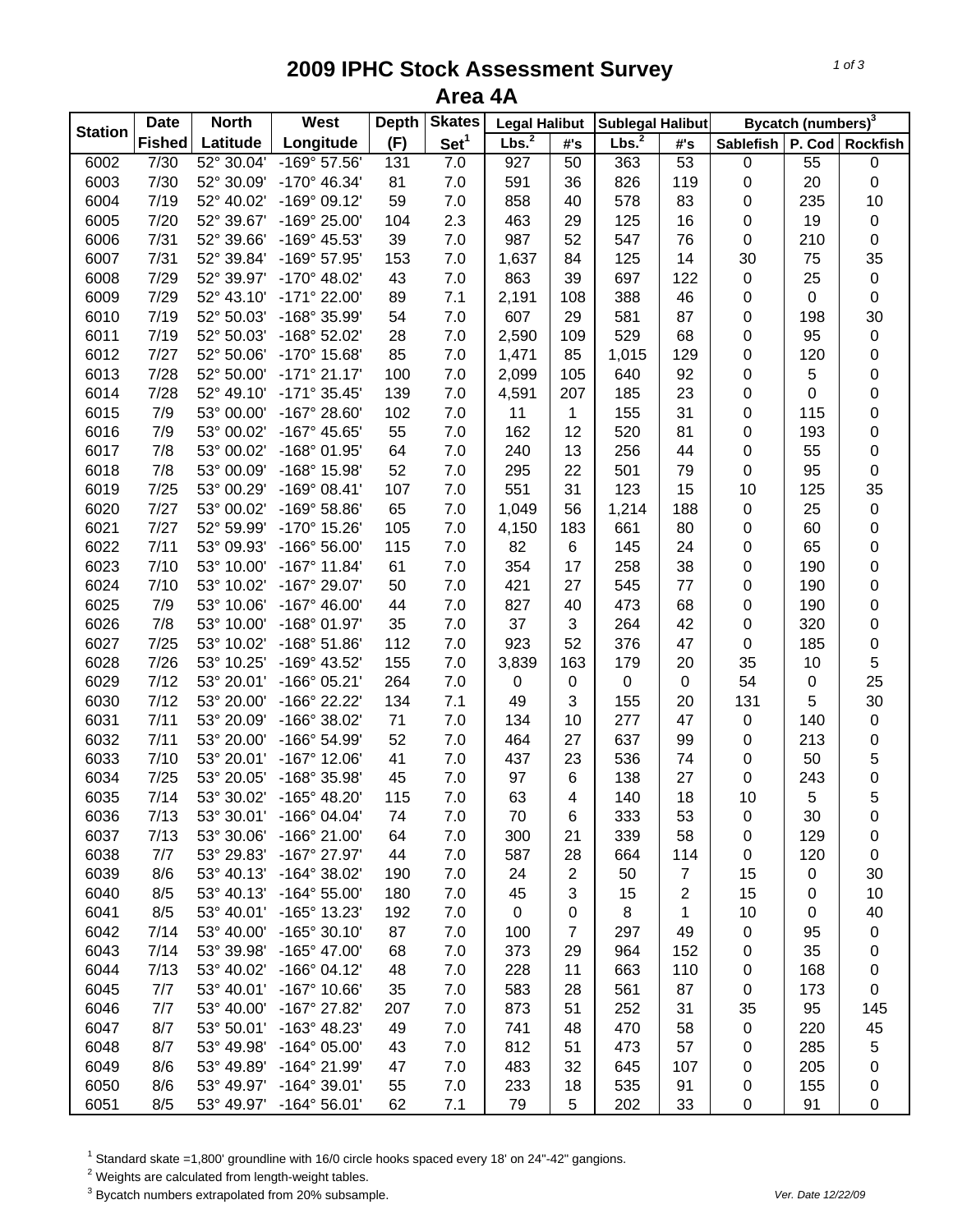# 2009 IPHC Stock Assessment Survey

## Area 4A

| Station | Date | North | West | Depth | Skates | Legal Halibut | | Sublegal Halibut | | Bycatch (numbers)[3] | | |
|---|---|---|---|---|---|---|---|---|---|---|---|---|
| | Fished | Latitude | Longitude | (F) | Set[1] | Lbs.[2] | #'s | Lbs.[2] | #'s | Sablefish | P. Cod | Rockfish |
| 6002 | 7/30 | 52° 30.04' | -169° 57.56' | 131 | 7.0 | 927 | 50 | 363 | 53 | 0 | 55 | 0 |
| 6003 | 7/30 | 52° 30.09' | -170° 46.34' | 81 | 7.0 | 591 | 36 | 826 | 119 | 0 | 20 | 0 |
| 6004 | 7/19 | 52° 40.02' | -169° 09.12' | 59 | 7.0 | 858 | 40 | 578 | 83 | 0 | 235 | 10 |
| 6005 | 7/20 | 52° 39.67' | -169° 25.00' | 104 | 2.3 | 463 | 29 | 125 | 16 | 0 | 19 | 0 |
| 6006 | 7/31 | 52° 39.66' | -169° 45.53' | 39 | 7.0 | 987 | 52 | 547 | 76 | 0 | 210 | 0 |
| 6007 | 7/31 | 52° 39.84' | -169° 57.95' | 153 | 7.0 | 1,637 | 84 | 125 | 14 | 30 | 75 | 35 |
| 6008 | 7/29 | 52° 39.97' | -170° 48.02' | 43 | 7.0 | 863 | 39 | 697 | 122 | 0 | 25 | 0 |
| 6009 | 7/29 | 52° 43.10' | -171° 22.00' | 89 | 7.1 | 2,191 | 108 | 388 | 46 | 0 | 0 | 0 |
| 6010 | 7/19 | 52° 50.03' | -168° 35.99' | 54 | 7.0 | 607 | 29 | 581 | 87 | 0 | 198 | 30 |
| 6011 | 7/19 | 52° 50.03' | -168° 52.02' | 28 | 7.0 | 2,590 | 109 | 529 | 68 | 0 | 95 | 0 |
| 6012 | 7/27 | 52° 50.06' | -170° 15.68' | 85 | 7.0 | 1,471 | 85 | 1,015 | 129 | 0 | 120 | 0 |
| 6013 | 7/28 | 52° 50.00' | -171° 21.17' | 100 | 7.0 | 2,099 | 105 | 640 | 92 | 0 | 5 | 0 |
| 6014 | 7/28 | 52° 49.10' | -171° 35.45' | 139 | 7.0 | 4,591 | 207 | 185 | 23 | 0 | 0 | 0 |
| 6015 | 7/9 | 53° 00.00' | -167° 28.60' | 102 | 7.0 | 11 | 1 | 155 | 31 | 0 | 115 | 0 |
| 6016 | 7/9 | 53° 00.02' | -167° 45.65' | 55 | 7.0 | 162 | 12 | 520 | 81 | 0 | 193 | 0 |
| 6017 | 7/8 | 53° 00.02' | -168° 01.95' | 64 | 7.0 | 240 | 13 | 256 | 44 | 0 | 55 | 0 |
| 6018 | 7/8 | 53° 00.09' | -168° 15.98' | 52 | 7.0 | 295 | 22 | 501 | 79 | 0 | 95 | 0 |
| 6019 | 7/25 | 53° 00.29' | -169° 08.41' | 107 | 7.0 | 551 | 31 | 123 | 15 | 10 | 125 | 35 |
| 6020 | 7/27 | 53° 00.02' | -169° 58.86' | 65 | 7.0 | 1,049 | 56 | 1,214 | 188 | 0 | 25 | 0 |
| 6021 | 7/27 | 52° 59.99' | -170° 15.26' | 105 | 7.0 | 4,150 | 183 | 661 | 80 | 0 | 60 | 0 |
| 6022 | 7/11 | 53° 09.93' | -166° 56.00' | 115 | 7.0 | 82 | 6 | 145 | 24 | 0 | 65 | 0 |
| 6023 | 7/10 | 53° 10.00' | -167° 11.84' | 61 | 7.0 | 354 | 17 | 258 | 38 | 0 | 190 | 0 |
| 6024 | 7/10 | 53° 10.02' | -167° 29.07' | 50 | 7.0 | 421 | 27 | 545 | 77 | 0 | 190 | 0 |
| 6025 | 7/9 | 53° 10.06' | -167° 46.00' | 44 | 7.0 | 827 | 40 | 473 | 68 | 0 | 190 | 0 |
| 6026 | 7/8 | 53° 10.00' | -168° 01.97' | 35 | 7.0 | 37 | 3 | 264 | 42 | 0 | 320 | 0 |
| 6027 | 7/25 | 53° 10.02' | -168° 51.86' | 112 | 7.0 | 923 | 52 | 376 | 47 | 0 | 185 | 0 |
| 6028 | 7/26 | 53° 10.25' | -169° 43.52' | 155 | 7.0 | 3,839 | 163 | 179 | 20 | 35 | 10 | 5 |
| 6029 | 7/12 | 53° 20.01' | -166° 05.21' | 264 | 7.0 | 0 | 0 | 0 | 0 | 54 | 0 | 25 |
| 6030 | 7/12 | 53° 20.00' | -166° 22.22' | 134 | 7.1 | 49 | 3 | 155 | 20 | 131 | 5 | 30 |
| 6031 | 7/11 | 53° 20.09' | -166° 38.02' | 71 | 7.0 | 134 | 10 | 277 | 47 | 0 | 140 | 0 |
| 6032 | 7/11 | 53° 20.00' | -166° 54.99' | 52 | 7.0 | 464 | 27 | 637 | 99 | 0 | 213 | 0 |
| 6033 | 7/10 | 53° 20.01' | -167° 12.06' | 41 | 7.0 | 437 | 23 | 536 | 74 | 0 | 50 | 5 |
| 6034 | 7/25 | 53° 20.05' | -168° 35.98' | 45 | 7.0 | 97 | 6 | 138 | 27 | 0 | 243 | 0 |
| 6035 | 7/14 | 53° 30.02' | -165° 48.20' | 115 | 7.0 | 63 | 4 | 140 | 18 | 10 | 5 | 5 |
| 6036 | 7/13 | 53° 30.01' | -166° 04.04' | 74 | 7.0 | 70 | 6 | 333 | 53 | 0 | 30 | 0 |
| 6037 | 7/13 | 53° 30.06' | -166° 21.00' | 64 | 7.0 | 300 | 21 | 339 | 58 | 0 | 129 | 0 |
| 6038 | 7/7 | 53° 29.83' | -167° 27.97' | 44 | 7.0 | 587 | 28 | 664 | 114 | 0 | 120 | 0 |
| 6039 | 8/6 | 53° 40.13' | -164° 38.02' | 190 | 7.0 | 24 | 2 | 50 | 7 | 15 | 0 | 30 |
| 6040 | 8/5 | 53° 40.13' | -164° 55.00' | 180 | 7.0 | 45 | 3 | 15 | 2 | 15 | 0 | 10 |
| 6041 | 8/5 | 53° 40.01' | -165° 13.23' | 192 | 7.0 | 0 | 0 | 8 | 1 | 10 | 0 | 40 |
| 6042 | 7/14 | 53° 40.00' | -165° 30.10' | 87 | 7.0 | 100 | 7 | 297 | 49 | 0 | 95 | 0 |
| 6043 | 7/14 | 53° 39.98' | -165° 47.00' | 68 | 7.0 | 373 | 29 | 964 | 152 | 0 | 35 | 0 |
| 6044 | 7/13 | 53° 40.02' | -166° 04.12' | 48 | 7.0 | 228 | 11 | 663 | 110 | 0 | 168 | 0 |
| 6045 | 7/7 | 53° 40.01' | -167° 10.66' | 35 | 7.0 | 583 | 28 | 561 | 87 | 0 | 173 | 0 |
| 6046 | 7/7 | 53° 40.00' | -167° 27.82' | 207 | 7.0 | 873 | 51 | 252 | 31 | 35 | 95 | 145 |
| 6047 | 8/7 | 53° 50.01' | -163° 48.23' | 49 | 7.0 | 741 | 48 | 470 | 58 | 0 | 220 | 45 |
| 6048 | 8/7 | 53° 49.98' | -164° 05.00' | 43 | 7.0 | 812 | 51 | 473 | 57 | 0 | 285 | 5 |
| 6049 | 8/6 | 53° 49.89' | -164° 21.99' | 47 | 7.0 | 483 | 32 | 645 | 107 | 0 | 205 | 0 |
| 6050 | 8/6 | 53° 49.97' | -164° 39.01' | 55 | 7.0 | 233 | 18 | 535 | 91 | 0 | 155 | 0 |
| 6051 | 8/5 | 53° 49.97' | -164° 56.01' | 62 | 7.1 | 79 | 5 | 202 | 33 | 0 | 91 | 0 |

[1] Standard skate =1,800' groundline with 16/0 circle hooks spaced every 18' on 24"-42" gangions.

[2] Weights are calculated from length-weight tables.

[3] Bycatch numbers extrapolated from 20% subsample.

*Ver. Date 12/22/09*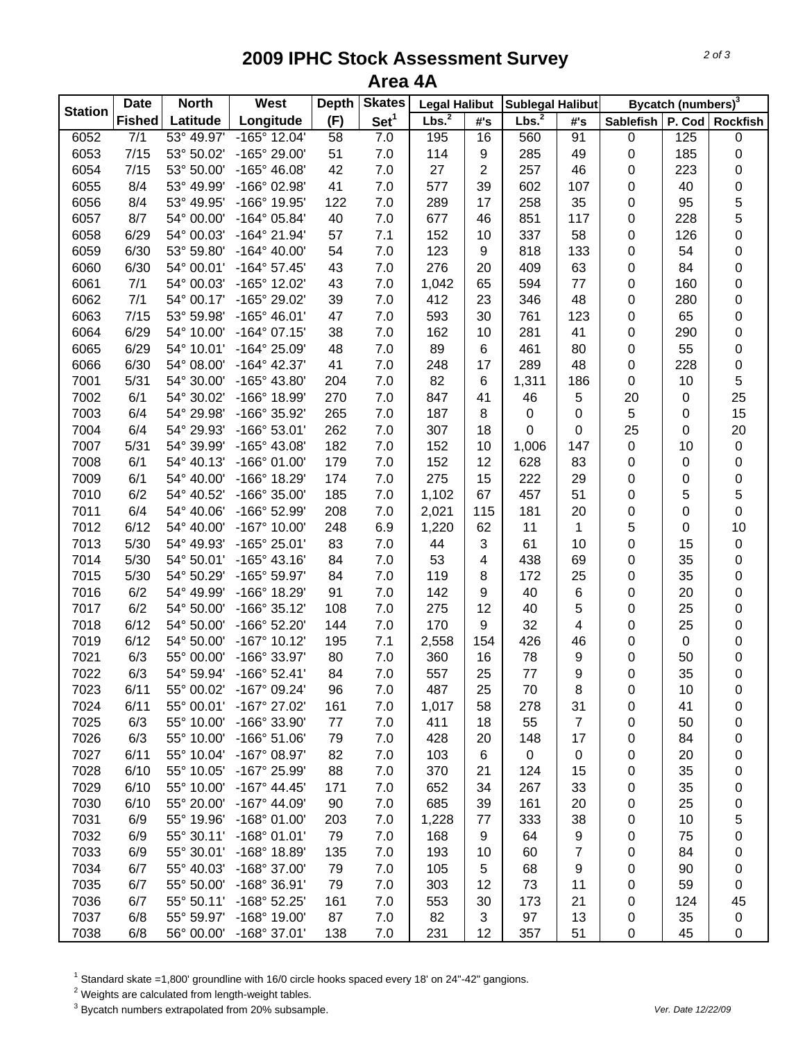# 2009 IPHC Stock Assessment Survey
## Area 4A

| Station | Date Fished | North Latitude | West Longitude | Depth (F) | Skates Set[1] | Legal Halibut Lbs.[2] | Legal Halibut #'s | Sublegal Halibut Lbs.[2] | Sublegal Halibut #'s | Bycatch (numbers)[3] Sablefish | P. Cod | Rockfish |
|---|---|---|---|---|---|---|---|---|---|---|---|---|
| 6052 | 7/1 | 53° 49.97' | -165° 12.04' | 58 | 7.0 | 195 | 16 | 560 | 91 | 0 | 125 | 0 |
| 6053 | 7/15 | 53° 50.02' | -165° 29.00' | 51 | 7.0 | 114 | 9 | 285 | 49 | 0 | 185 | 0 |
| 6054 | 7/15 | 53° 50.00' | -165° 46.08' | 42 | 7.0 | 27 | 2 | 257 | 46 | 0 | 223 | 0 |
| 6055 | 8/4 | 53° 49.99' | -166° 02.98' | 41 | 7.0 | 577 | 39 | 602 | 107 | 0 | 40 | 0 |
| 6056 | 8/4 | 53° 49.95' | -166° 19.95' | 122 | 7.0 | 289 | 17 | 258 | 35 | 0 | 95 | 5 |
| 6057 | 8/7 | 54° 00.00' | -164° 05.84' | 40 | 7.0 | 677 | 46 | 851 | 117 | 0 | 228 | 5 |
| 6058 | 6/29 | 54° 00.03' | -164° 21.94' | 57 | 7.1 | 152 | 10 | 337 | 58 | 0 | 126 | 0 |
| 6059 | 6/30 | 53° 59.80' | -164° 40.00' | 54 | 7.0 | 123 | 9 | 818 | 133 | 0 | 54 | 0 |
| 6060 | 6/30 | 54° 00.01' | -164° 57.45' | 43 | 7.0 | 276 | 20 | 409 | 63 | 0 | 84 | 0 |
| 6061 | 7/1 | 54° 00.03' | -165° 12.02' | 43 | 7.0 | 1,042 | 65 | 594 | 77 | 0 | 160 | 0 |
| 6062 | 7/1 | 54° 00.17' | -165° 29.02' | 39 | 7.0 | 412 | 23 | 346 | 48 | 0 | 280 | 0 |
| 6063 | 7/15 | 53° 59.98' | -165° 46.01' | 47 | 7.0 | 593 | 30 | 761 | 123 | 0 | 65 | 0 |
| 6064 | 6/29 | 54° 10.00' | -164° 07.15' | 38 | 7.0 | 162 | 10 | 281 | 41 | 0 | 290 | 0 |
| 6065 | 6/29 | 54° 10.01' | -164° 25.09' | 48 | 7.0 | 89 | 6 | 461 | 80 | 0 | 55 | 0 |
| 6066 | 6/30 | 54° 08.00' | -164° 42.37' | 41 | 7.0 | 248 | 17 | 289 | 48 | 0 | 228 | 0 |
| 7001 | 5/31 | 54° 30.00' | -165° 43.80' | 204 | 7.0 | 82 | 6 | 1,311 | 186 | 0 | 10 | 5 |
| 7002 | 6/1 | 54° 30.02' | -166° 18.99' | 270 | 7.0 | 847 | 41 | 46 | 5 | 20 | 0 | 25 |
| 7003 | 6/4 | 54° 29.98' | -166° 35.92' | 265 | 7.0 | 187 | 8 | 0 | 0 | 5 | 0 | 15 |
| 7004 | 6/4 | 54° 29.93' | -166° 53.01' | 262 | 7.0 | 307 | 18 | 0 | 0 | 25 | 0 | 20 |
| 7007 | 5/31 | 54° 39.99' | -165° 43.08' | 182 | 7.0 | 152 | 10 | 1,006 | 147 | 0 | 10 | 0 |
| 7008 | 6/1 | 54° 40.13' | -166° 01.00' | 179 | 7.0 | 152 | 12 | 628 | 83 | 0 | 0 | 0 |
| 7009 | 6/1 | 54° 40.00' | -166° 18.29' | 174 | 7.0 | 275 | 15 | 222 | 29 | 0 | 0 | 0 |
| 7010 | 6/2 | 54° 40.52' | -166° 35.00' | 185 | 7.0 | 1,102 | 67 | 457 | 51 | 0 | 5 | 5 |
| 7011 | 6/4 | 54° 40.06' | -166° 52.99' | 208 | 7.0 | 2,021 | 115 | 181 | 20 | 0 | 0 | 0 |
| 7012 | 6/12 | 54° 40.00' | -167° 10.00' | 248 | 6.9 | 1,220 | 62 | 11 | 1 | 5 | 0 | 10 |
| 7013 | 5/30 | 54° 49.93' | -165° 25.01' | 83 | 7.0 | 44 | 3 | 61 | 10 | 0 | 15 | 0 |
| 7014 | 5/30 | 54° 50.01' | -165° 43.16' | 84 | 7.0 | 53 | 4 | 438 | 69 | 0 | 35 | 0 |
| 7015 | 5/30 | 54° 50.29' | -165° 59.97' | 84 | 7.0 | 119 | 8 | 172 | 25 | 0 | 35 | 0 |
| 7016 | 6/2 | 54° 49.99' | -166° 18.29' | 91 | 7.0 | 142 | 9 | 40 | 6 | 0 | 20 | 0 |
| 7017 | 6/2 | 54° 50.00' | -166° 35.12' | 108 | 7.0 | 275 | 12 | 40 | 5 | 0 | 25 | 0 |
| 7018 | 6/12 | 54° 50.00' | -166° 52.20' | 144 | 7.0 | 170 | 9 | 32 | 4 | 0 | 25 | 0 |
| 7019 | 6/12 | 54° 50.00' | -167° 10.12' | 195 | 7.1 | 2,558 | 154 | 426 | 46 | 0 | 0 | 0 |
| 7021 | 6/3 | 55° 00.00' | -166° 33.97' | 80 | 7.0 | 360 | 16 | 78 | 9 | 0 | 50 | 0 |
| 7022 | 6/3 | 54° 59.94' | -166° 52.41' | 84 | 7.0 | 557 | 25 | 77 | 9 | 0 | 35 | 0 |
| 7023 | 6/11 | 55° 00.02' | -167° 09.24' | 96 | 7.0 | 487 | 25 | 70 | 8 | 0 | 10 | 0 |
| 7024 | 6/11 | 55° 00.01' | -167° 27.02' | 161 | 7.0 | 1,017 | 58 | 278 | 31 | 0 | 41 | 0 |
| 7025 | 6/3 | 55° 10.00' | -166° 33.90' | 77 | 7.0 | 411 | 18 | 55 | 7 | 0 | 50 | 0 |
| 7026 | 6/3 | 55° 10.00' | -166° 51.06' | 79 | 7.0 | 428 | 20 | 148 | 17 | 0 | 84 | 0 |
| 7027 | 6/11 | 55° 10.04' | -167° 08.97' | 82 | 7.0 | 103 | 6 | 0 | 0 | 0 | 20 | 0 |
| 7028 | 6/10 | 55° 10.05' | -167° 25.99' | 88 | 7.0 | 370 | 21 | 124 | 15 | 0 | 35 | 0 |
| 7029 | 6/10 | 55° 10.00' | -167° 44.45' | 171 | 7.0 | 652 | 34 | 267 | 33 | 0 | 35 | 0 |
| 7030 | 6/10 | 55° 20.00' | -167° 44.09' | 90 | 7.0 | 685 | 39 | 161 | 20 | 0 | 25 | 0 |
| 7031 | 6/9 | 55° 19.96' | -168° 01.00' | 203 | 7.0 | 1,228 | 77 | 333 | 38 | 0 | 10 | 5 |
| 7032 | 6/9 | 55° 30.11' | -168° 01.01' | 79 | 7.0 | 168 | 9 | 64 | 9 | 0 | 75 | 0 |
| 7033 | 6/9 | 55° 30.01' | -168° 18.89' | 135 | 7.0 | 193 | 10 | 60 | 7 | 0 | 84 | 0 |
| 7034 | 6/7 | 55° 40.03' | -168° 37.00' | 79 | 7.0 | 105 | 5 | 68 | 9 | 0 | 90 | 0 |
| 7035 | 6/7 | 55° 50.00' | -168° 36.91' | 79 | 7.0 | 303 | 12 | 73 | 11 | 0 | 59 | 0 |
| 7036 | 6/7 | 55° 50.11' | -168° 52.25' | 161 | 7.0 | 553 | 30 | 173 | 21 | 0 | 124 | 45 |
| 7037 | 6/8 | 55° 59.97' | -168° 19.00' | 87 | 7.0 | 82 | 3 | 97 | 13 | 0 | 35 | 0 |
| 7038 | 6/8 | 56° 00.00' | -168° 37.01' | 138 | 7.0 | 231 | 12 | 357 | 51 | 0 | 45 | 0 |

[1] Standard skate =1,800' groundline with 16/0 circle hooks spaced every 18' on 24"-42" gangions.
[2] Weights are calculated from length-weight tables.
[3] Bycatch numbers extrapolated from 20% subsample.

*Ver. Date 12/22/09*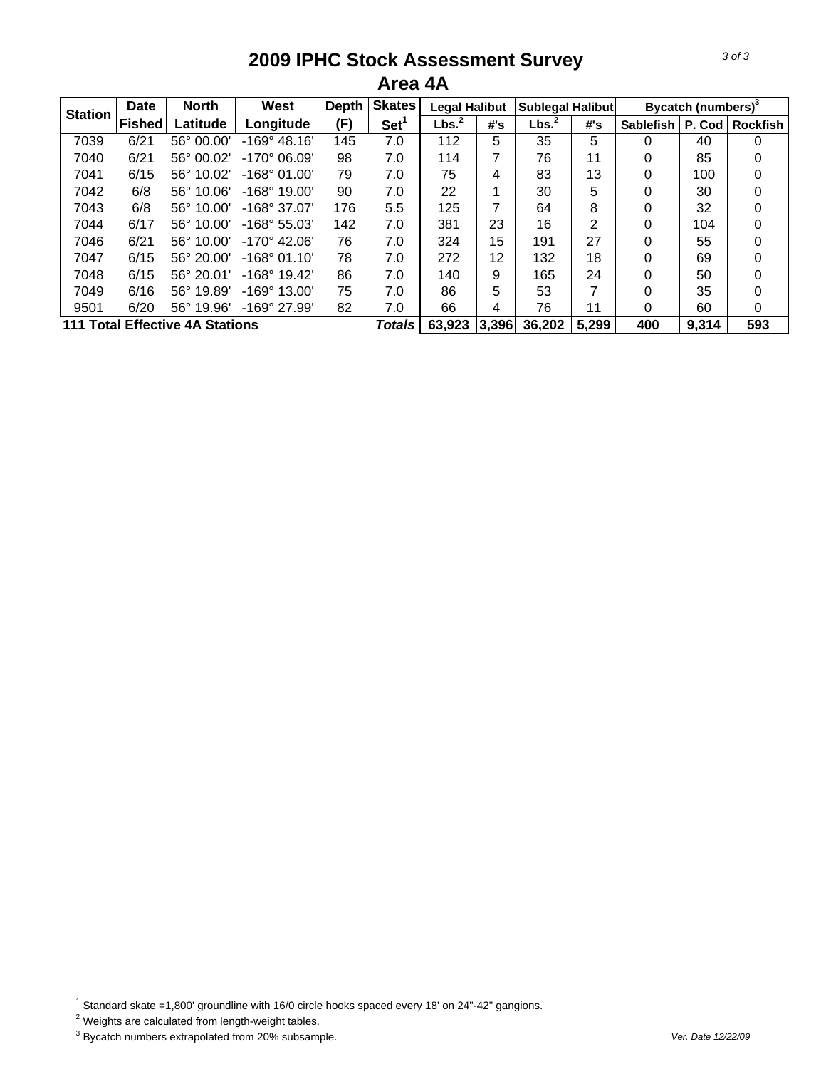# 2009 IPHC Stock Assessment Survey

## Area 4A

| Station | Date Fished | North Latitude | West Longitude | Depth (F) | Skates Set[1] | Legal Halibut | | Sublegal Halibut | | Bycatch (numbers)[3] | | |
|---|---|---|---|---|---|---|---|---|---|---|---|---|
| | | | | | | Lbs.[2] | #'s | Lbs.[2] | #'s | Sablefish | P. Cod | Rockfish |
| 7039 | 6/21 | 56° 00.00' | -169° 48.16' | 145 | 7.0 | 112 | 5 | 35 | 5 | 0 | 40 | 0 |
| 7040 | 6/21 | 56° 00.02' | -170° 06.09' | 98 | 7.0 | 114 | 7 | 76 | 11 | 0 | 85 | 0 |
| 7041 | 6/15 | 56° 10.02' | -168° 01.00' | 79 | 7.0 | 75 | 4 | 83 | 13 | 0 | 100 | 0 |
| 7042 | 6/8 | 56° 10.06' | -168° 19.00' | 90 | 7.0 | 22 | 1 | 30 | 5 | 0 | 30 | 0 |
| 7043 | 6/8 | 56° 10.00' | -168° 37.07' | 176 | 5.5 | 125 | 7 | 64 | 8 | 0 | 32 | 0 |
| 7044 | 6/17 | 56° 10.00' | -168° 55.03' | 142 | 7.0 | 381 | 23 | 16 | 2 | 0 | 104 | 0 |
| 7046 | 6/21 | 56° 10.00' | -170° 42.06' | 76 | 7.0 | 324 | 15 | 191 | 27 | 0 | 55 | 0 |
| 7047 | 6/15 | 56° 20.00' | -168° 01.10' | 78 | 7.0 | 272 | 12 | 132 | 18 | 0 | 69 | 0 |
| 7048 | 6/15 | 56° 20.01' | -168° 19.42' | 86 | 7.0 | 140 | 9 | 165 | 24 | 0 | 50 | 0 |
| 7049 | 6/16 | 56° 19.89' | -169° 13.00' | 75 | 7.0 | 86 | 5 | 53 | 7 | 0 | 35 | 0 |
| 9501 | 6/20 | 56° 19.96' | -169° 27.99' | 82 | 7.0 | 66 | 4 | 76 | 11 | 0 | 60 | 0 |
| **111 Total Effective 4A Stations** | | | | | ***Totals*** | **63,923** | **3,396** | **36,202** | **5,299** | **400** | **9,314** | **593** |

[1] Standard skate =1,800' groundline with 16/0 circle hooks spaced every 18' on 24"-42" gangions.
[2] Weights are calculated from length-weight tables.
[3] Bycatch numbers extrapolated from 20% subsample.

*Ver. Date 12/22/09*